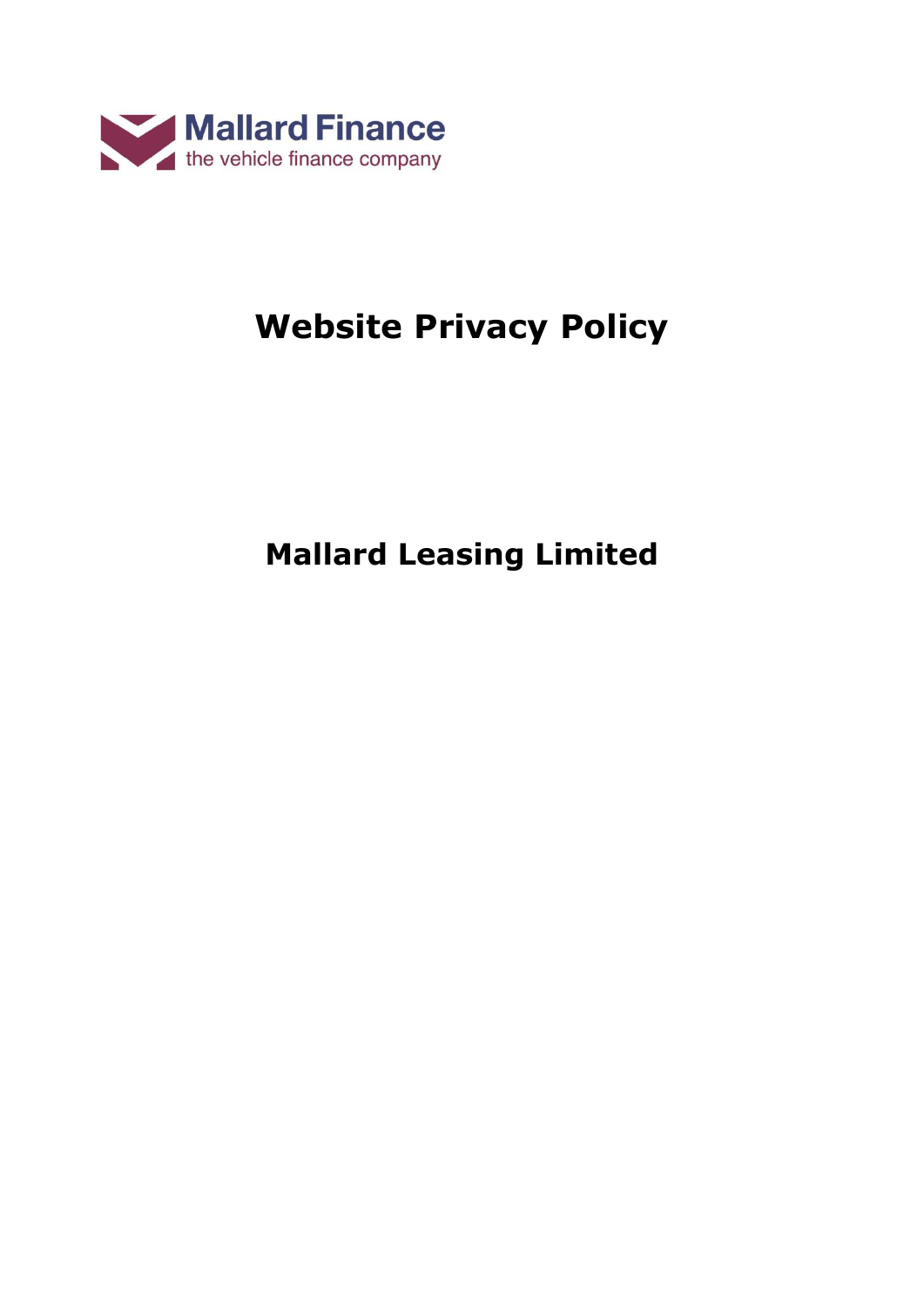Mallard Finance

the vehicle finance company

# Website Privacy Policy

## Mallard Leasing Limited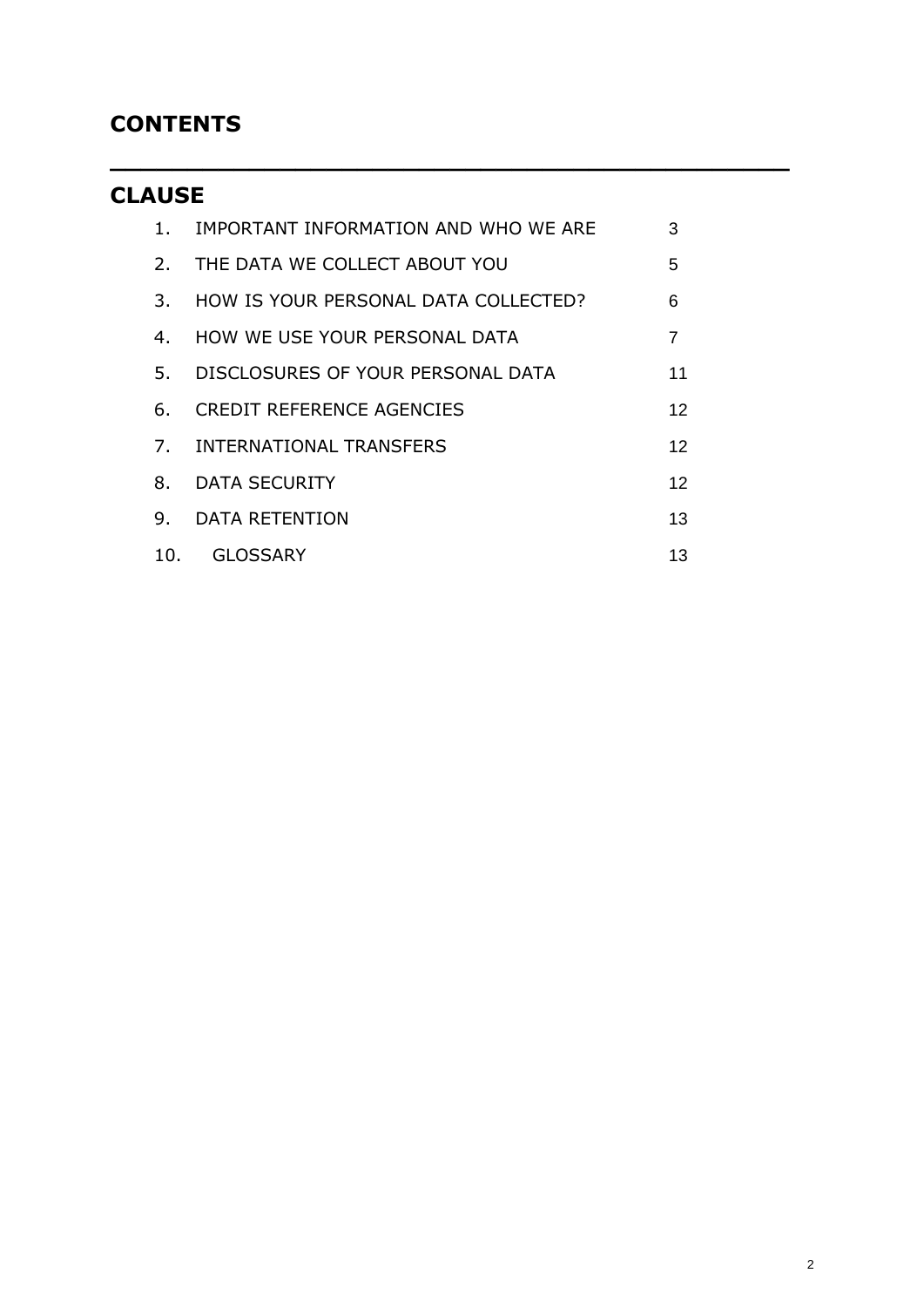## CONTENTS

## CLAUSE

| | | |
|---|---|---|
| 1. | IMPORTANT INFORMATION AND WHO WE ARE | 3 |
| 2. | THE DATA WE COLLECT ABOUT YOU | 5 |
| 3. | HOW IS YOUR PERSONAL DATA COLLECTED? | 6 |
| 4. | HOW WE USE YOUR PERSONAL DATA | 7 |
| 5. | DISCLOSURES OF YOUR PERSONAL DATA | 11 |
| 6. | CREDIT REFERENCE AGENCIES | 12 |
| 7. | INTERNATIONAL TRANSFERS | 12 |
| 8. | DATA SECURITY | 12 |
| 9. | DATA RETENTION | 13 |
| 10. | GLOSSARY | 13 |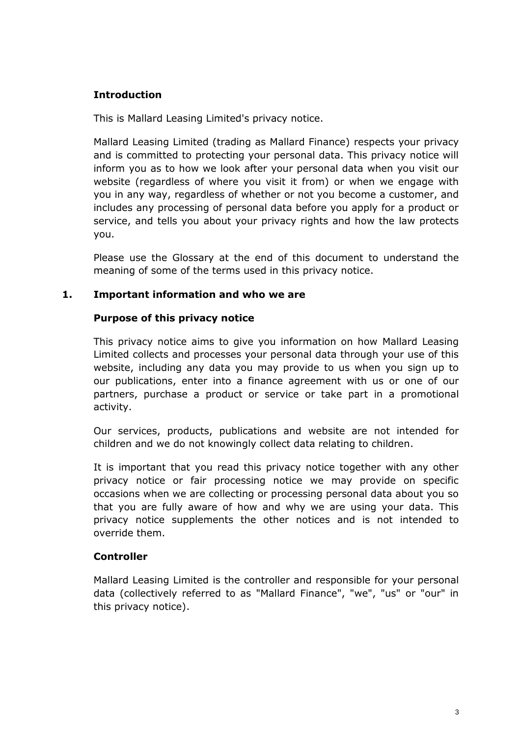## Introduction

This is Mallard Leasing Limited's privacy notice.

Mallard Leasing Limited (trading as Mallard Finance) respects your privacy and is committed to protecting your personal data. This privacy notice will inform you as to how we look after your personal data when you visit our website (regardless of where you visit it from) or when we engage with you in any way, regardless of whether or not you become a customer, and includes any processing of personal data before you apply for a product or service, and tells you about your privacy rights and how the law protects you.

Please use the Glossary at the end of this document to understand the meaning of some of the terms used in this privacy notice.

## 1. Important information and who we are

### Purpose of this privacy notice

This privacy notice aims to give you information on how Mallard Leasing Limited collects and processes your personal data through your use of this website, including any data you may provide to us when you sign up to our publications, enter into a finance agreement with us or one of our partners, purchase a product or service or take part in a promotional activity.

Our services, products, publications and website are not intended for children and we do not knowingly collect data relating to children.

It is important that you read this privacy notice together with any other privacy notice or fair processing notice we may provide on specific occasions when we are collecting or processing personal data about you so that you are fully aware of how and why we are using your data. This privacy notice supplements the other notices and is not intended to override them.

### Controller

Mallard Leasing Limited is the controller and responsible for your personal data (collectively referred to as "Mallard Finance", "we", "us" or "our" in this privacy notice).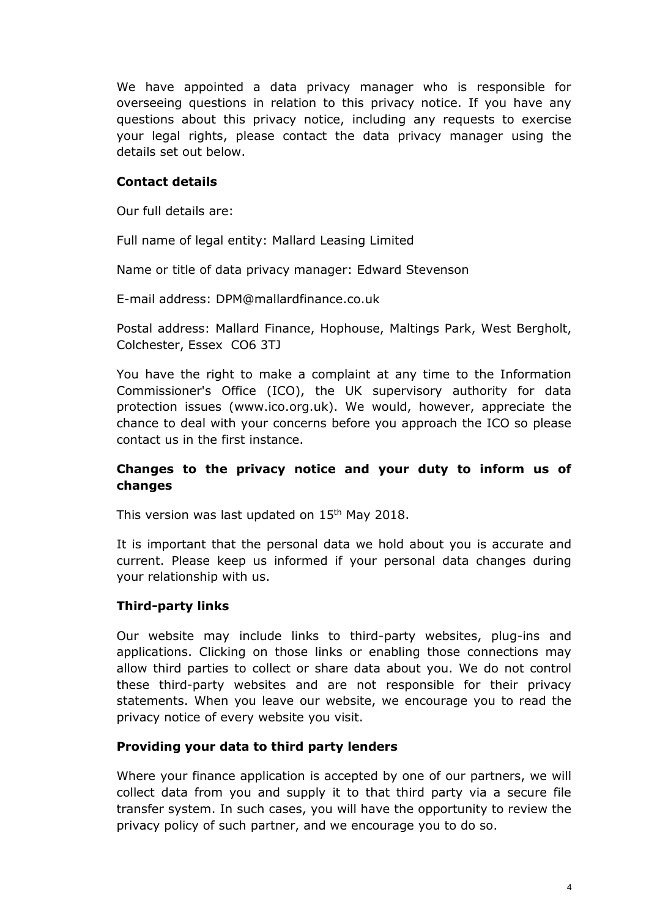We have appointed a data privacy manager who is responsible for overseeing questions in relation to this privacy notice. If you have any questions about this privacy notice, including any requests to exercise your legal rights, please contact the data privacy manager using the details set out below.

**Contact details**

Our full details are:

Full name of legal entity: Mallard Leasing Limited

Name or title of data privacy manager: Edward Stevenson

E-mail address: DPM@mallardfinance.co.uk

Postal address: Mallard Finance, Hophouse, Maltings Park, West Bergholt, Colchester, Essex CO6 3TJ

You have the right to make a complaint at any time to the Information Commissioner's Office (ICO), the UK supervisory authority for data protection issues (www.ico.org.uk). We would, however, appreciate the chance to deal with your concerns before you approach the ICO so please contact us in the first instance.

**Changes to the privacy notice and your duty to inform us of changes**

This version was last updated on 15th May 2018.

It is important that the personal data we hold about you is accurate and current. Please keep us informed if your personal data changes during your relationship with us.

**Third-party links**

Our website may include links to third-party websites, plug-ins and applications. Clicking on those links or enabling those connections may allow third parties to collect or share data about you. We do not control these third-party websites and are not responsible for their privacy statements. When you leave our website, we encourage you to read the privacy notice of every website you visit.

**Providing your data to third party lenders**

Where your finance application is accepted by one of our partners, we will collect data from you and supply it to that third party via a secure file transfer system. In such cases, you will have the opportunity to review the privacy policy of such partner, and we encourage you to do so.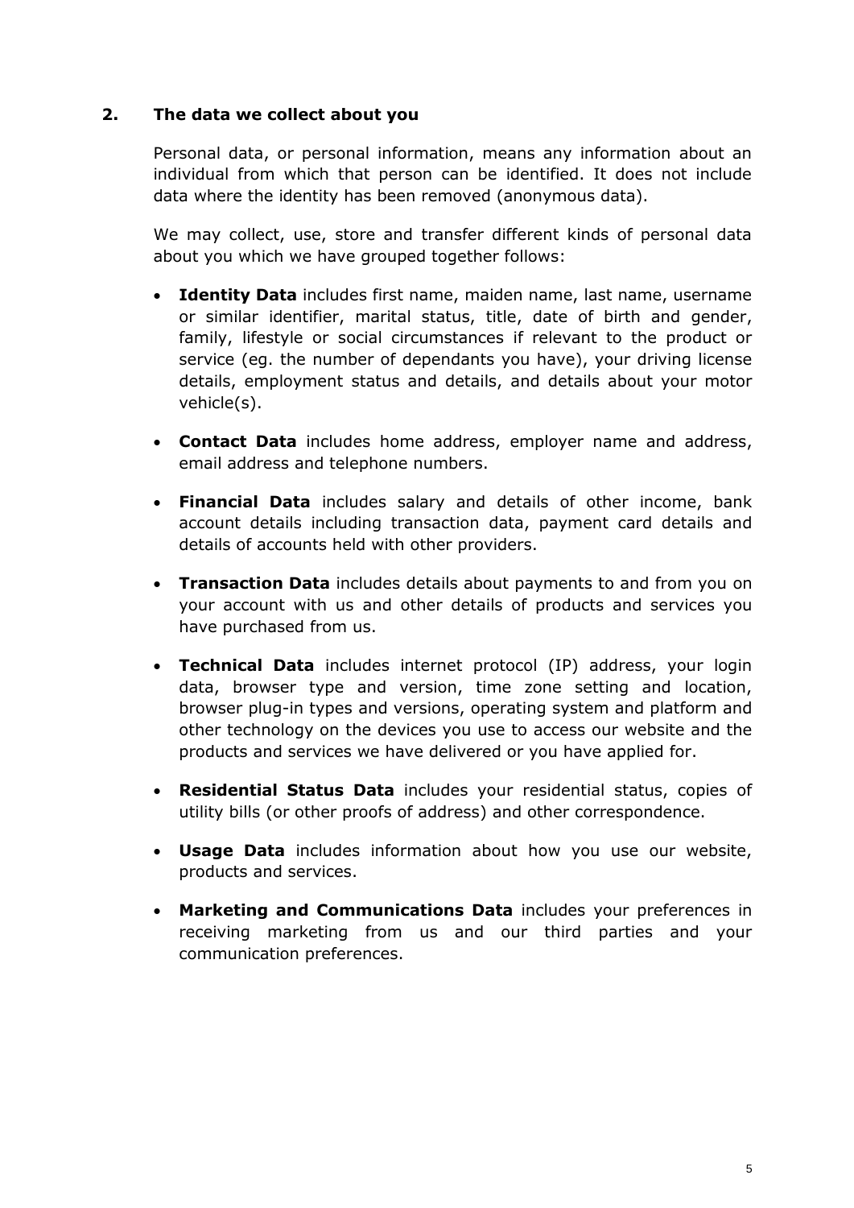## 2. The data we collect about you

Personal data, or personal information, means any information about an individual from which that person can be identified. It does not include data where the identity has been removed (anonymous data).

We may collect, use, store and transfer different kinds of personal data about you which we have grouped together follows:

- **Identity Data** includes first name, maiden name, last name, username or similar identifier, marital status, title, date of birth and gender, family, lifestyle or social circumstances if relevant to the product or service (eg. the number of dependants you have), your driving license details, employment status and details, and details about your motor vehicle(s).
- **Contact Data** includes home address, employer name and address, email address and telephone numbers.
- **Financial Data** includes salary and details of other income, bank account details including transaction data, payment card details and details of accounts held with other providers.
- **Transaction Data** includes details about payments to and from you on your account with us and other details of products and services you have purchased from us.
- **Technical Data** includes internet protocol (IP) address, your login data, browser type and version, time zone setting and location, browser plug-in types and versions, operating system and platform and other technology on the devices you use to access our website and the products and services we have delivered or you have applied for.
- **Residential Status Data** includes your residential status, copies of utility bills (or other proofs of address) and other correspondence.
- **Usage Data** includes information about how you use our website, products and services.
- **Marketing and Communications Data** includes your preferences in receiving marketing from us and our third parties and your communication preferences.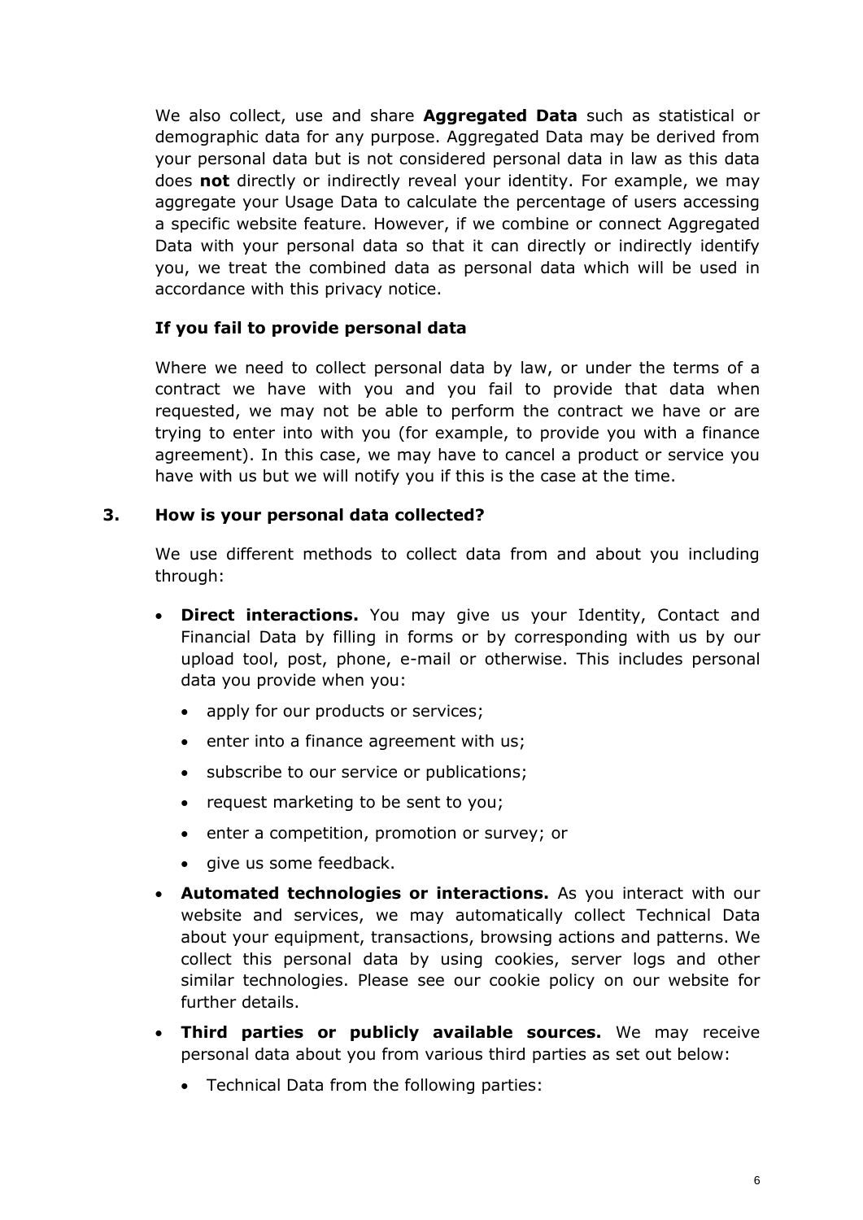We also collect, use and share **Aggregated Data** such as statistical or demographic data for any purpose. Aggregated Data may be derived from your personal data but is not considered personal data in law as this data does **not** directly or indirectly reveal your identity. For example, we may aggregate your Usage Data to calculate the percentage of users accessing a specific website feature. However, if we combine or connect Aggregated Data with your personal data so that it can directly or indirectly identify you, we treat the combined data as personal data which will be used in accordance with this privacy notice.

**If you fail to provide personal data**

Where we need to collect personal data by law, or under the terms of a contract we have with you and you fail to provide that data when requested, we may not be able to perform the contract we have or are trying to enter into with you (for example, to provide you with a finance agreement). In this case, we may have to cancel a product or service you have with us but we will notify you if this is the case at the time.

## 3. How is your personal data collected?

We use different methods to collect data from and about you including through:

- **Direct interactions.** You may give us your Identity, Contact and Financial Data by filling in forms or by corresponding with us by our upload tool, post, phone, e-mail or otherwise. This includes personal data you provide when you:
  - apply for our products or services;
  - enter into a finance agreement with us;
  - subscribe to our service or publications;
  - request marketing to be sent to you;
  - enter a competition, promotion or survey; or
  - give us some feedback.
- **Automated technologies or interactions.** As you interact with our website and services, we may automatically collect Technical Data about your equipment, transactions, browsing actions and patterns. We collect this personal data by using cookies, server logs and other similar technologies. Please see our cookie policy on our website for further details.
- **Third parties or publicly available sources.** We may receive personal data about you from various third parties as set out below:
  - Technical Data from the following parties: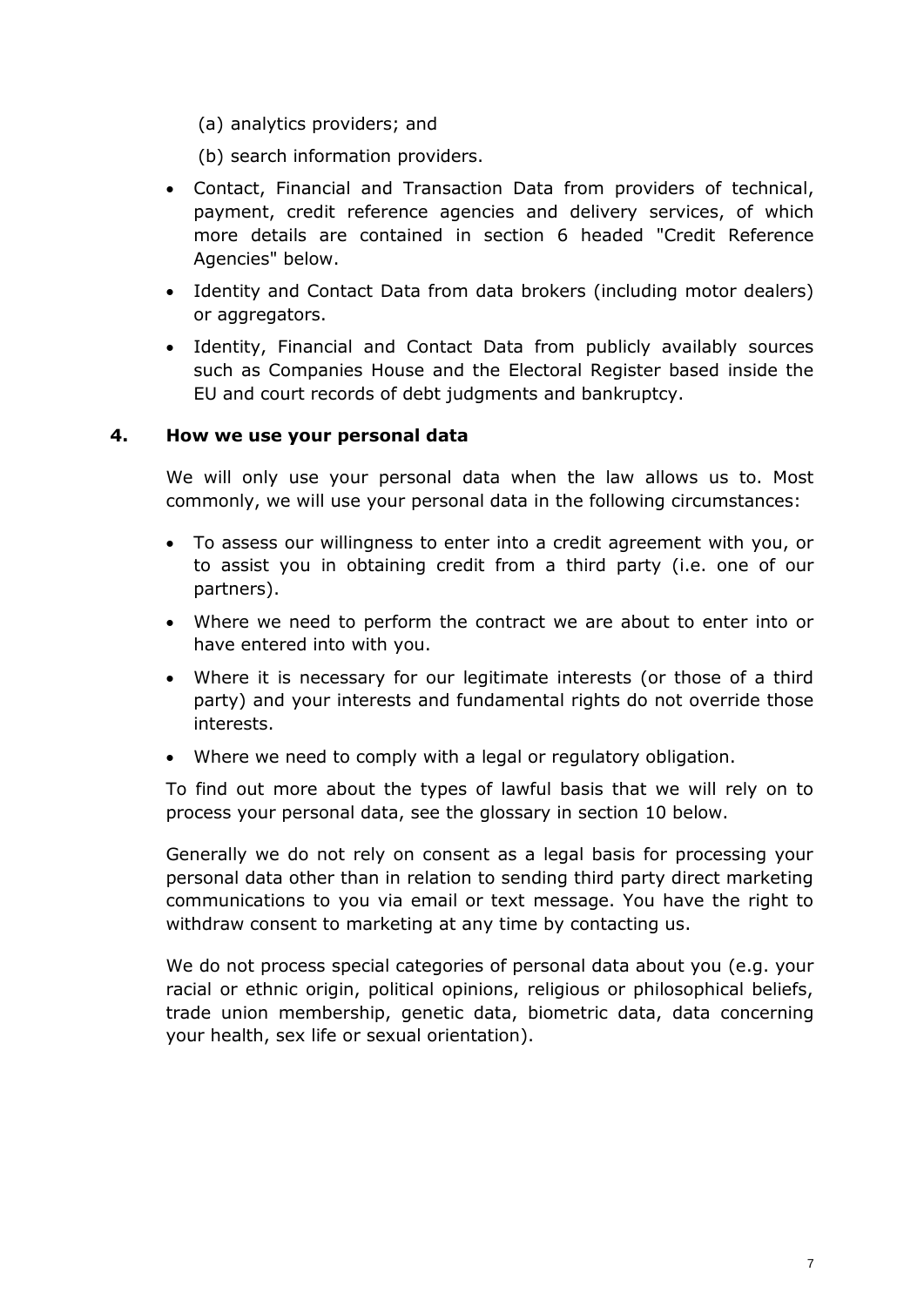(a) analytics providers; and

(b) search information providers.

- Contact, Financial and Transaction Data from providers of technical, payment, credit reference agencies and delivery services, of which more details are contained in section 6 headed "Credit Reference Agencies" below.
- Identity and Contact Data from data brokers (including motor dealers) or aggregators.
- Identity, Financial and Contact Data from publicly availably sources such as Companies House and the Electoral Register based inside the EU and court records of debt judgments and bankruptcy.

## 4. How we use your personal data

We will only use your personal data when the law allows us to. Most commonly, we will use your personal data in the following circumstances:

- To assess our willingness to enter into a credit agreement with you, or to assist you in obtaining credit from a third party (i.e. one of our partners).
- Where we need to perform the contract we are about to enter into or have entered into with you.
- Where it is necessary for our legitimate interests (or those of a third party) and your interests and fundamental rights do not override those interests.
- Where we need to comply with a legal or regulatory obligation.

To find out more about the types of lawful basis that we will rely on to process your personal data, see the glossary in section 10 below.

Generally we do not rely on consent as a legal basis for processing your personal data other than in relation to sending third party direct marketing communications to you via email or text message. You have the right to withdraw consent to marketing at any time by contacting us.

We do not process special categories of personal data about you (e.g. your racial or ethnic origin, political opinions, religious or philosophical beliefs, trade union membership, genetic data, biometric data, data concerning your health, sex life or sexual orientation).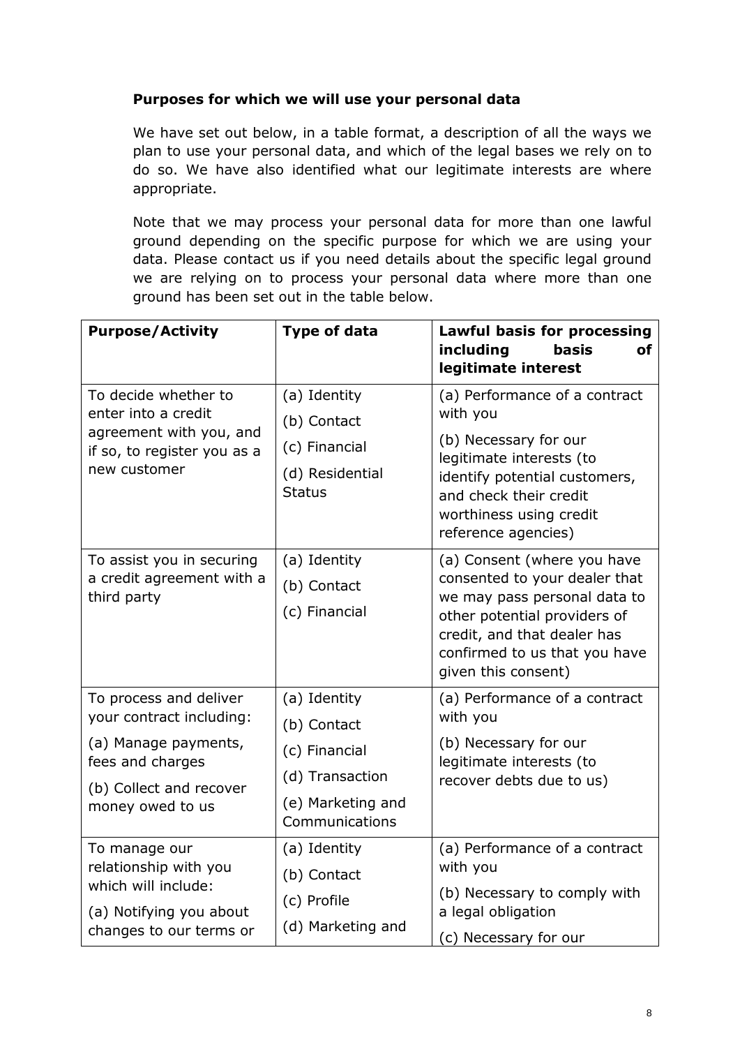**Purposes for which we will use your personal data**

We have set out below, in a table format, a description of all the ways we plan to use your personal data, and which of the legal bases we rely on to do so. We have also identified what our legitimate interests are where appropriate.

Note that we may process your personal data for more than one lawful ground depending on the specific purpose for which we are using your data. Please contact us if you need details about the specific legal ground we are relying on to process your personal data where more than one ground has been set out in the table below.

| **Purpose/Activity** | **Type of data** | **Lawful basis for processing including basis of legitimate interest** |
|---|---|---|
| To decide whether to enter into a credit agreement with you, and if so, to register you as a new customer | (a) Identity<br>(b) Contact<br>(c) Financial<br>(d) Residential Status | (a) Performance of a contract with you<br>(b) Necessary for our legitimate interests (to identify potential customers, and check their credit worthiness using credit reference agencies) |
| To assist you in securing a credit agreement with a third party | (a) Identity<br>(b) Contact<br>(c) Financial | (a) Consent (where you have consented to your dealer that we may pass personal data to other potential providers of credit, and that dealer has confirmed to us that you have given this consent) |
| To process and deliver your contract including:<br>(a) Manage payments, fees and charges<br>(b) Collect and recover money owed to us | (a) Identity<br>(b) Contact<br>(c) Financial<br>(d) Transaction<br>(e) Marketing and Communications | (a) Performance of a contract with you<br>(b) Necessary for our legitimate interests (to recover debts due to us) |
| To manage our relationship with you which will include:<br>(a) Notifying you about changes to our terms or | (a) Identity<br>(b) Contact<br>(c) Profile<br>(d) Marketing and | (a) Performance of a contract with you<br>(b) Necessary to comply with a legal obligation<br>(c) Necessary for our |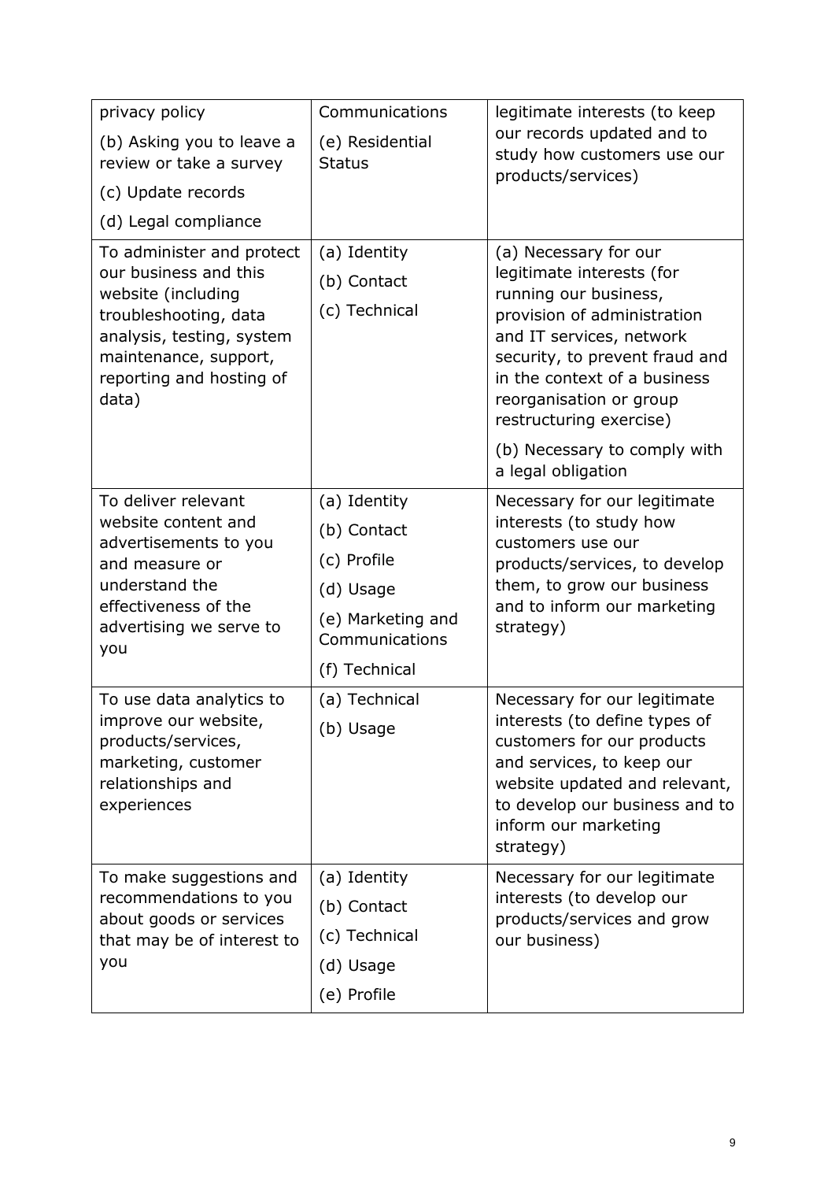| | | |
|---|---|---|
| privacy policy<br>(b) Asking you to leave a review or take a survey<br>(c) Update records<br>(d) Legal compliance | Communications<br>(e) Residential Status | legitimate interests (to keep our records updated and to study how customers use our products/services) |
| To administer and protect our business and this website (including troubleshooting, data analysis, testing, system maintenance, support, reporting and hosting of data) | (a) Identity<br>(b) Contact<br>(c) Technical | (a) Necessary for our legitimate interests (for running our business, provision of administration and IT services, network security, to prevent fraud and in the context of a business reorganisation or group restructuring exercise)<br>(b) Necessary to comply with a legal obligation |
| To deliver relevant website content and advertisements to you and measure or understand the effectiveness of the advertising we serve to you | (a) Identity<br>(b) Contact<br>(c) Profile<br>(d) Usage<br>(e) Marketing and Communications<br>(f) Technical | Necessary for our legitimate interests (to study how customers use our products/services, to develop them, to grow our business and to inform our marketing strategy) |
| To use data analytics to improve our website, products/services, marketing, customer relationships and experiences | (a) Technical<br>(b) Usage | Necessary for our legitimate interests (to define types of customers for our products and services, to keep our website updated and relevant, to develop our business and to inform our marketing strategy) |
| To make suggestions and recommendations to you about goods or services that may be of interest to you | (a) Identity<br>(b) Contact<br>(c) Technical<br>(d) Usage<br>(e) Profile | Necessary for our legitimate interests (to develop our products/services and grow our business) |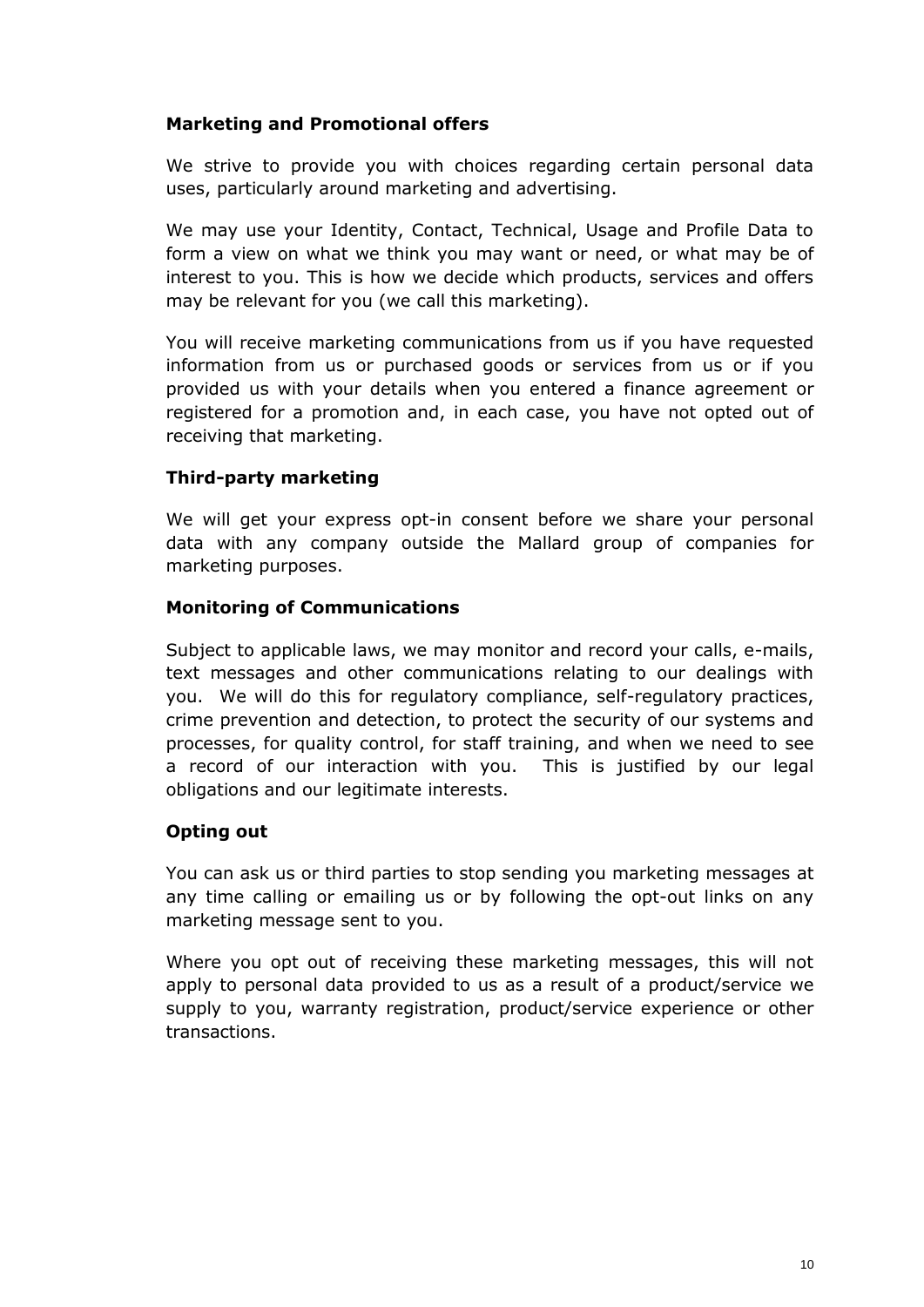**Marketing and Promotional offers**

We strive to provide you with choices regarding certain personal data uses, particularly around marketing and advertising.

We may use your Identity, Contact, Technical, Usage and Profile Data to form a view on what we think you may want or need, or what may be of interest to you. This is how we decide which products, services and offers may be relevant for you (we call this marketing).

You will receive marketing communications from us if you have requested information from us or purchased goods or services from us or if you provided us with your details when you entered a finance agreement or registered for a promotion and, in each case, you have not opted out of receiving that marketing.

**Third-party marketing**

We will get your express opt-in consent before we share your personal data with any company outside the Mallard group of companies for marketing purposes.

**Monitoring of Communications**

Subject to applicable laws, we may monitor and record your calls, e-mails, text messages and other communications relating to our dealings with you. We will do this for regulatory compliance, self-regulatory practices, crime prevention and detection, to protect the security of our systems and processes, for quality control, for staff training, and when we need to see a record of our interaction with you. This is justified by our legal obligations and our legitimate interests.

**Opting out**

You can ask us or third parties to stop sending you marketing messages at any time calling or emailing us or by following the opt-out links on any marketing message sent to you.

Where you opt out of receiving these marketing messages, this will not apply to personal data provided to us as a result of a product/service we supply to you, warranty registration, product/service experience or other transactions.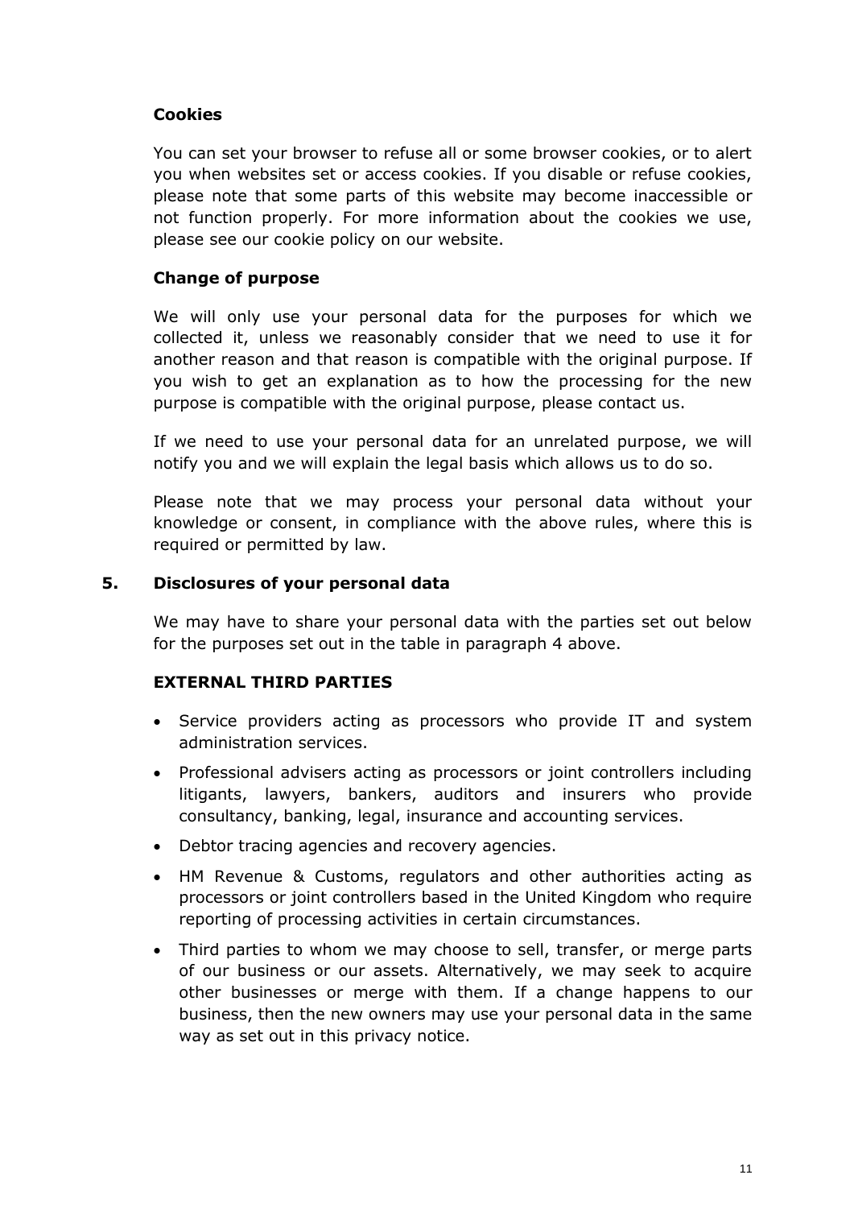### Cookies

You can set your browser to refuse all or some browser cookies, or to alert you when websites set or access cookies. If you disable or refuse cookies, please note that some parts of this website may become inaccessible or not function properly. For more information about the cookies we use, please see our cookie policy on our website.

### Change of purpose

We will only use your personal data for the purposes for which we collected it, unless we reasonably consider that we need to use it for another reason and that reason is compatible with the original purpose. If you wish to get an explanation as to how the processing for the new purpose is compatible with the original purpose, please contact us.

If we need to use your personal data for an unrelated purpose, we will notify you and we will explain the legal basis which allows us to do so.

Please note that we may process your personal data without your knowledge or consent, in compliance with the above rules, where this is required or permitted by law.

## 5. Disclosures of your personal data

We may have to share your personal data with the parties set out below for the purposes set out in the table in paragraph 4 above.

### EXTERNAL THIRD PARTIES

- Service providers acting as processors who provide IT and system administration services.
- Professional advisers acting as processors or joint controllers including litigants, lawyers, bankers, auditors and insurers who provide consultancy, banking, legal, insurance and accounting services.
- Debtor tracing agencies and recovery agencies.
- HM Revenue & Customs, regulators and other authorities acting as processors or joint controllers based in the United Kingdom who require reporting of processing activities in certain circumstances.
- Third parties to whom we may choose to sell, transfer, or merge parts of our business or our assets. Alternatively, we may seek to acquire other businesses or merge with them. If a change happens to our business, then the new owners may use your personal data in the same way as set out in this privacy notice.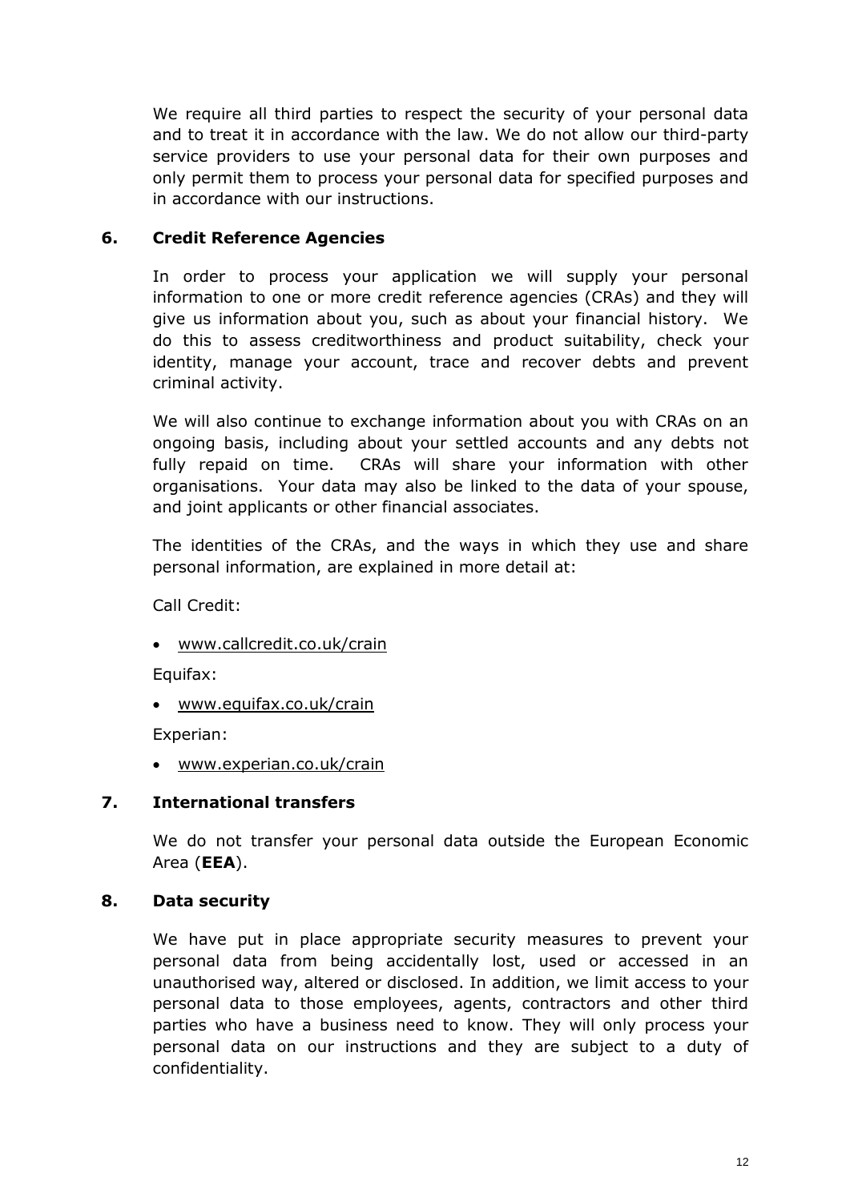We require all third parties to respect the security of your personal data and to treat it in accordance with the law. We do not allow our third-party service providers to use your personal data for their own purposes and only permit them to process your personal data for specified purposes and in accordance with our instructions.

## 6. Credit Reference Agencies

In order to process your application we will supply your personal information to one or more credit reference agencies (CRAs) and they will give us information about you, such as about your financial history. We do this to assess creditworthiness and product suitability, check your identity, manage your account, trace and recover debts and prevent criminal activity.

We will also continue to exchange information about you with CRAs on an ongoing basis, including about your settled accounts and any debts not fully repaid on time. CRAs will share your information with other organisations. Your data may also be linked to the data of your spouse, and joint applicants or other financial associates.

The identities of the CRAs, and the ways in which they use and share personal information, are explained in more detail at:

Call Credit:

- www.callcredit.co.uk/crain

Equifax:

- www.equifax.co.uk/crain

Experian:

- www.experian.co.uk/crain

## 7. International transfers

We do not transfer your personal data outside the European Economic Area (**EEA**).

## 8. Data security

We have put in place appropriate security measures to prevent your personal data from being accidentally lost, used or accessed in an unauthorised way, altered or disclosed. In addition, we limit access to your personal data to those employees, agents, contractors and other third parties who have a business need to know. They will only process your personal data on our instructions and they are subject to a duty of confidentiality.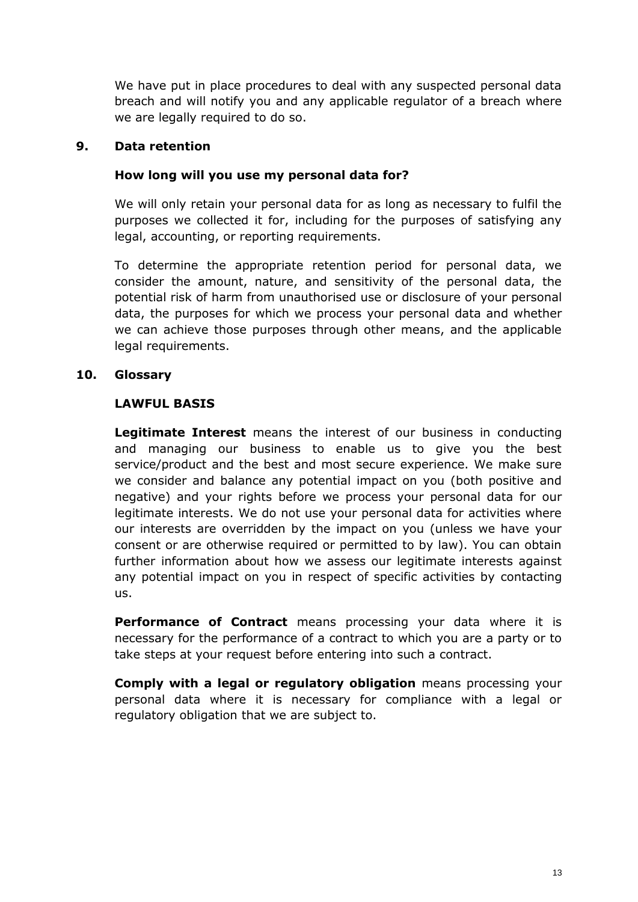We have put in place procedures to deal with any suspected personal data breach and will notify you and any applicable regulator of a breach where we are legally required to do so.

## 9. Data retention

### How long will you use my personal data for?

We will only retain your personal data for as long as necessary to fulfil the purposes we collected it for, including for the purposes of satisfying any legal, accounting, or reporting requirements.

To determine the appropriate retention period for personal data, we consider the amount, nature, and sensitivity of the personal data, the potential risk of harm from unauthorised use or disclosure of your personal data, the purposes for which we process your personal data and whether we can achieve those purposes through other means, and the applicable legal requirements.

## 10. Glossary

### LAWFUL BASIS

**Legitimate Interest** means the interest of our business in conducting and managing our business to enable us to give you the best service/product and the best and most secure experience. We make sure we consider and balance any potential impact on you (both positive and negative) and your rights before we process your personal data for our legitimate interests. We do not use your personal data for activities where our interests are overridden by the impact on you (unless we have your consent or are otherwise required or permitted to by law). You can obtain further information about how we assess our legitimate interests against any potential impact on you in respect of specific activities by contacting us.

**Performance of Contract** means processing your data where it is necessary for the performance of a contract to which you are a party or to take steps at your request before entering into such a contract.

**Comply with a legal or regulatory obligation** means processing your personal data where it is necessary for compliance with a legal or regulatory obligation that we are subject to.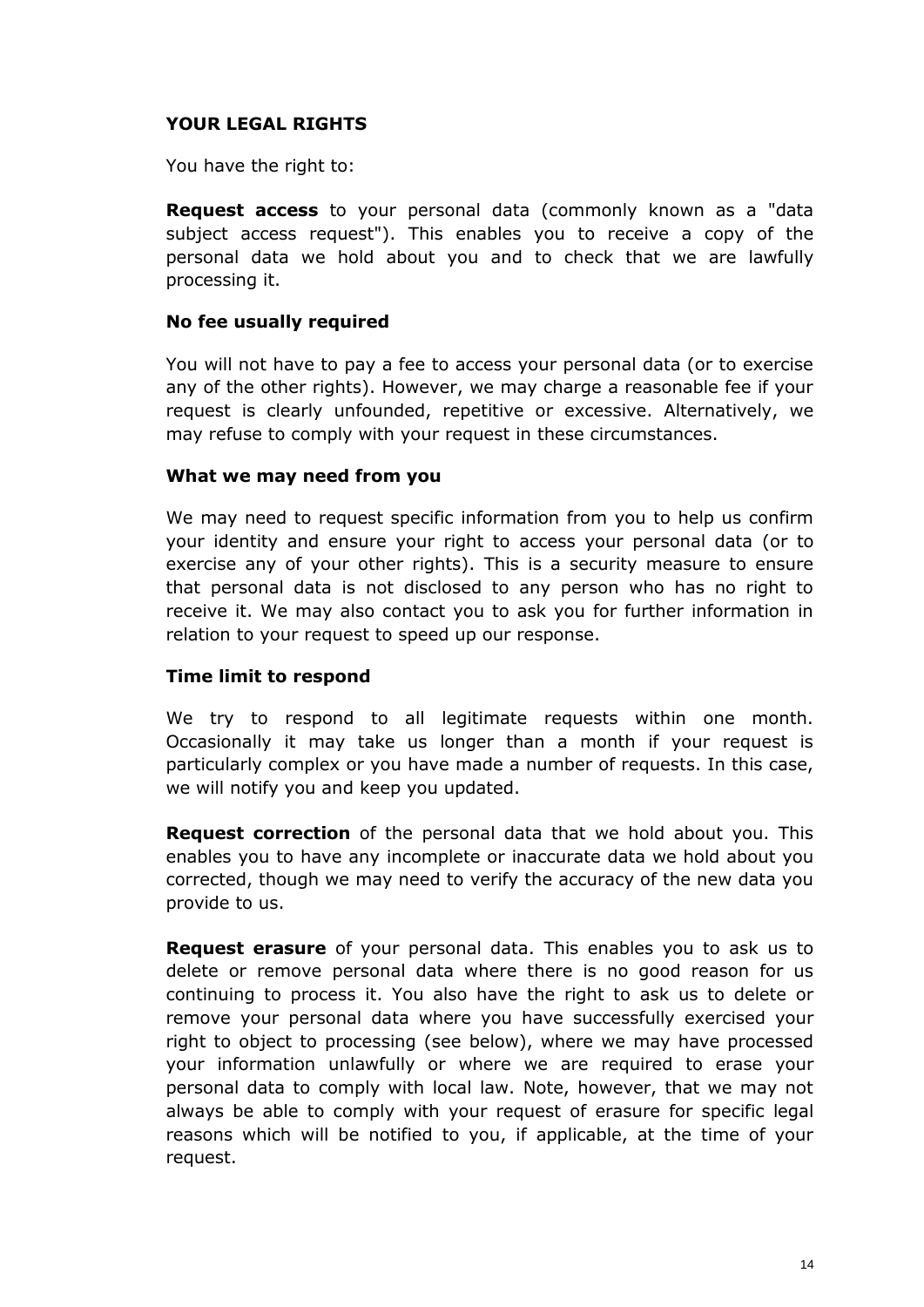**YOUR LEGAL RIGHTS**

You have the right to:

**Request access** to your personal data (commonly known as a "data subject access request"). This enables you to receive a copy of the personal data we hold about you and to check that we are lawfully processing it.

**No fee usually required**

You will not have to pay a fee to access your personal data (or to exercise any of the other rights). However, we may charge a reasonable fee if your request is clearly unfounded, repetitive or excessive. Alternatively, we may refuse to comply with your request in these circumstances.

**What we may need from you**

We may need to request specific information from you to help us confirm your identity and ensure your right to access your personal data (or to exercise any of your other rights). This is a security measure to ensure that personal data is not disclosed to any person who has no right to receive it. We may also contact you to ask you for further information in relation to your request to speed up our response.

**Time limit to respond**

We try to respond to all legitimate requests within one month. Occasionally it may take us longer than a month if your request is particularly complex or you have made a number of requests. In this case, we will notify you and keep you updated.

**Request correction** of the personal data that we hold about you. This enables you to have any incomplete or inaccurate data we hold about you corrected, though we may need to verify the accuracy of the new data you provide to us.

**Request erasure** of your personal data. This enables you to ask us to delete or remove personal data where there is no good reason for us continuing to process it. You also have the right to ask us to delete or remove your personal data where you have successfully exercised your right to object to processing (see below), where we may have processed your information unlawfully or where we are required to erase your personal data to comply with local law. Note, however, that we may not always be able to comply with your request of erasure for specific legal reasons which will be notified to you, if applicable, at the time of your request.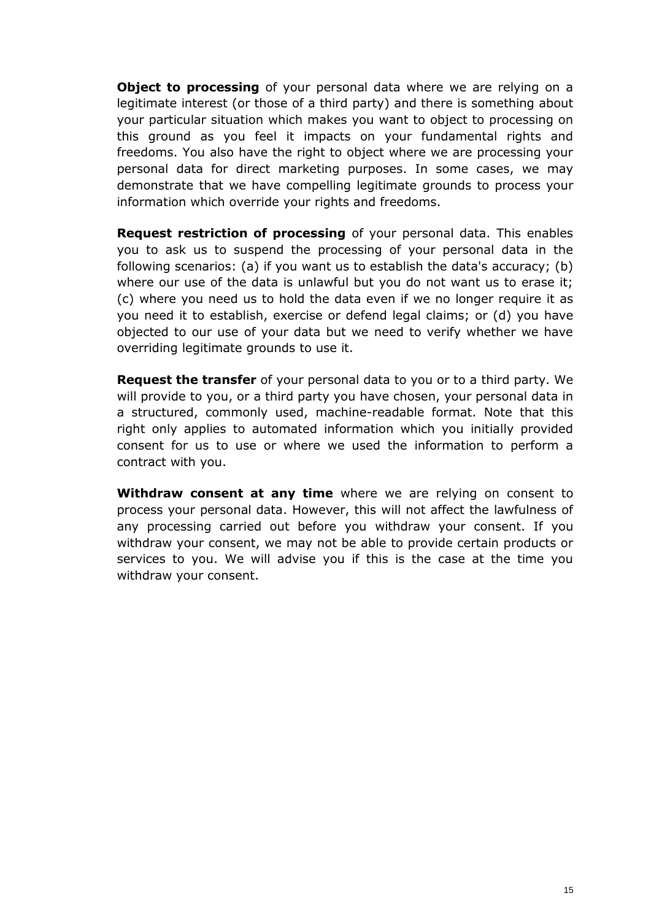**Object to processing** of your personal data where we are relying on a legitimate interest (or those of a third party) and there is something about your particular situation which makes you want to object to processing on this ground as you feel it impacts on your fundamental rights and freedoms. You also have the right to object where we are processing your personal data for direct marketing purposes. In some cases, we may demonstrate that we have compelling legitimate grounds to process your information which override your rights and freedoms.

**Request restriction of processing** of your personal data. This enables you to ask us to suspend the processing of your personal data in the following scenarios: (a) if you want us to establish the data's accuracy; (b) where our use of the data is unlawful but you do not want us to erase it; (c) where you need us to hold the data even if we no longer require it as you need it to establish, exercise or defend legal claims; or (d) you have objected to our use of your data but we need to verify whether we have overriding legitimate grounds to use it.

**Request the transfer** of your personal data to you or to a third party. We will provide to you, or a third party you have chosen, your personal data in a structured, commonly used, machine-readable format. Note that this right only applies to automated information which you initially provided consent for us to use or where we used the information to perform a contract with you.

**Withdraw consent at any time** where we are relying on consent to process your personal data. However, this will not affect the lawfulness of any processing carried out before you withdraw your consent. If you withdraw your consent, we may not be able to provide certain products or services to you. We will advise you if this is the case at the time you withdraw your consent.